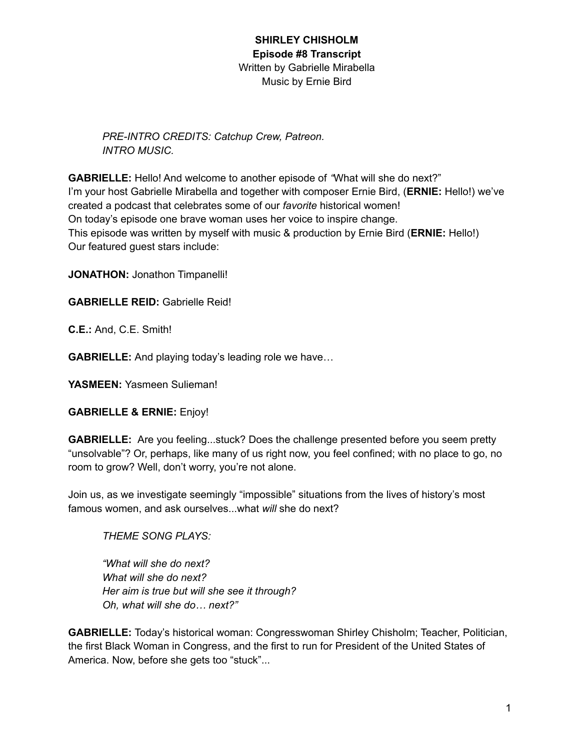**SHIRLEY CHISHOLM**
**Episode #8 Transcript**
Written by Gabrielle Mirabella
Music by Ernie Bird

*PRE-INTRO CREDITS: Catchup Crew, Patreon.*
*INTRO MUSIC.*

**GABRIELLE:** Hello! And welcome to another episode of *"*What will she do next?"
I'm your host Gabrielle Mirabella and together with composer Ernie Bird, (**ERNIE:** Hello!) we've created a podcast that celebrates some of our *favorite* historical women!
On today's episode one brave woman uses her voice to inspire change.
This episode was written by myself with music & production by Ernie Bird (**ERNIE:** Hello!)
Our featured guest stars include:

**JONATHON:** Jonathon Timpanelli!

**GABRIELLE REID:** Gabrielle Reid!

**C.E.:** And, C.E. Smith!

**GABRIELLE:** And playing today's leading role we have…

**YASMEEN:** Yasmeen Sulieman!

**GABRIELLE & ERNIE:** Enjoy!

**GABRIELLE:** Are you feeling...stuck? Does the challenge presented before you seem pretty "unsolvable"? Or, perhaps, like many of us right now, you feel confined; with no place to go, no room to grow? Well, don't worry, you're not alone.

Join us, as we investigate seemingly "impossible" situations from the lives of history's most famous women, and ask ourselves...what *will* she do next?

*THEME SONG PLAYS:*

*"What will she do next?*
*What will she do next?*
*Her aim is true but will she see it through?*
*Oh, what will she do… next?"*

**GABRIELLE:** Today's historical woman: Congresswoman Shirley Chisholm; Teacher, Politician, the first Black Woman in Congress, and the first to run for President of the United States of America. Now, before she gets too "stuck"...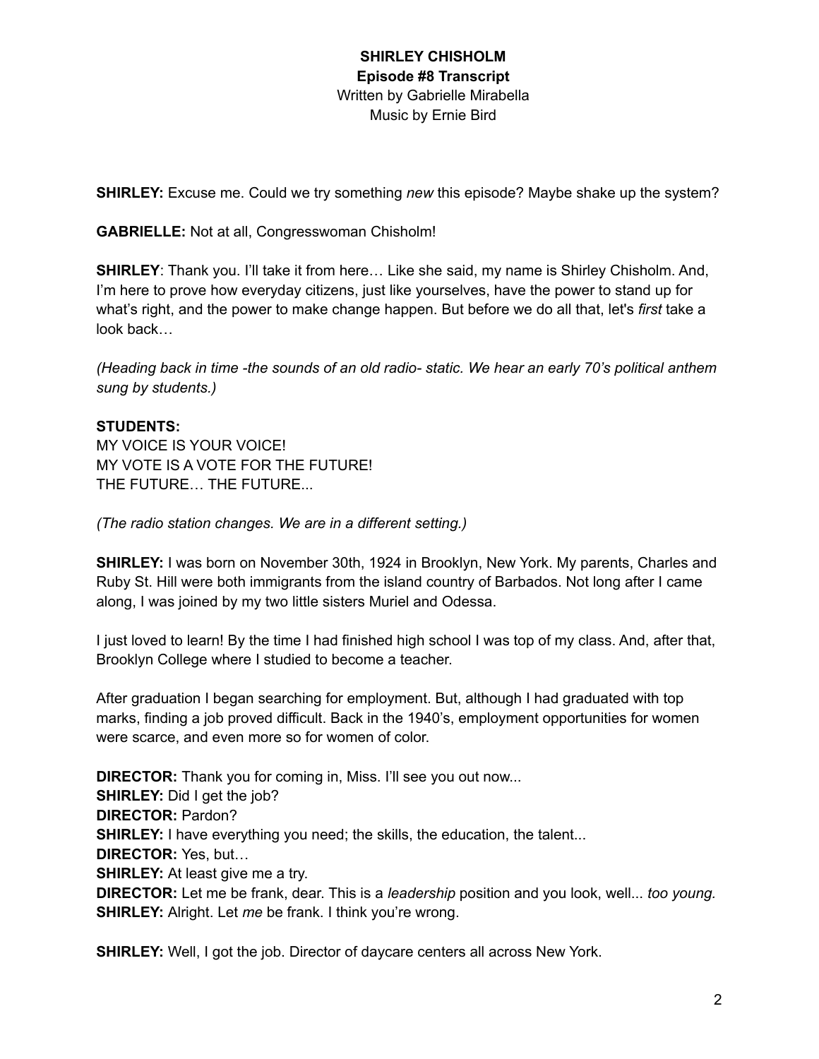**SHIRLEY CHISHOLM**
**Episode #8 Transcript**
Written by Gabrielle Mirabella
Music by Ernie Bird

**SHIRLEY:** Excuse me. Could we try something *new* this episode? Maybe shake up the system?

**GABRIELLE:** Not at all, Congresswoman Chisholm!

**SHIRLEY**: Thank you. I'll take it from here… Like she said, my name is Shirley Chisholm. And, I'm here to prove how everyday citizens, just like yourselves, have the power to stand up for what's right, and the power to make change happen. But before we do all that, let's *first* take a look back…

*(Heading back in time -the sounds of an old radio- static. We hear an early 70's political anthem sung by students.)*

**STUDENTS:**
MY VOICE IS YOUR VOICE!
MY VOTE IS A VOTE FOR THE FUTURE!
THE FUTURE… THE FUTURE...

*(The radio station changes. We are in a different setting.)*

**SHIRLEY:** I was born on November 30th, 1924 in Brooklyn, New York. My parents, Charles and Ruby St. Hill were both immigrants from the island country of Barbados. Not long after I came along, I was joined by my two little sisters Muriel and Odessa.

I just loved to learn! By the time I had finished high school I was top of my class. And, after that, Brooklyn College where I studied to become a teacher.

After graduation I began searching for employment. But, although I had graduated with top marks, finding a job proved difficult. Back in the 1940's, employment opportunities for women were scarce, and even more so for women of color.

**DIRECTOR:** Thank you for coming in, Miss. I'll see you out now...
**SHIRLEY:** Did I get the job?
**DIRECTOR:** Pardon?
**SHIRLEY:** I have everything you need; the skills, the education, the talent...
**DIRECTOR:** Yes, but…
**SHIRLEY:** At least give me a try.
**DIRECTOR:** Let me be frank, dear. This is a *leadership* position and you look, well... *too young.*
**SHIRLEY:** Alright. Let *me* be frank. I think you're wrong.

**SHIRLEY:** Well, I got the job. Director of daycare centers all across New York.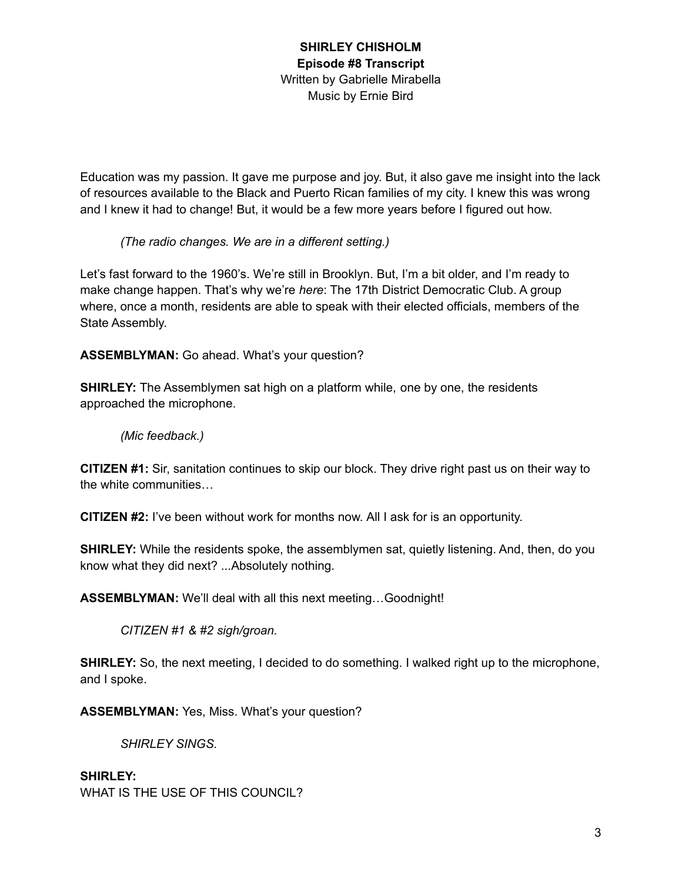**SHIRLEY CHISHOLM**
**Episode #8 Transcript**
Written by Gabrielle Mirabella
Music by Ernie Bird

Education was my passion. It gave me purpose and joy. But, it also gave me insight into the lack of resources available to the Black and Puerto Rican families of my city. I knew this was wrong and I knew it had to change! But, it would be a few more years before I figured out how.

*(The radio changes. We are in a different setting.)*

Let's fast forward to the 1960's. We're still in Brooklyn. But, I'm a bit older, and I'm ready to make change happen. That's why we're *here*: The 17th District Democratic Club. A group where, once a month, residents are able to speak with their elected officials, members of the State Assembly.

**ASSEMBLYMAN:** Go ahead. What's your question?

**SHIRLEY:** The Assemblymen sat high on a platform while, one by one, the residents approached the microphone.

*(Mic feedback.)*

**CITIZEN #1:** Sir, sanitation continues to skip our block. They drive right past us on their way to the white communities…

**CITIZEN #2:** I've been without work for months now. All I ask for is an opportunity.

**SHIRLEY:** While the residents spoke, the assemblymen sat, quietly listening. And, then, do you know what they did next? ...Absolutely nothing.

**ASSEMBLYMAN:** We'll deal with all this next meeting…Goodnight!

*CITIZEN #1 & #2 sigh/groan.*

**SHIRLEY:** So, the next meeting, I decided to do something. I walked right up to the microphone, and I spoke.

**ASSEMBLYMAN:** Yes, Miss. What's your question?

*SHIRLEY SINGS.*

**SHIRLEY:**
WHAT IS THE USE OF THIS COUNCIL?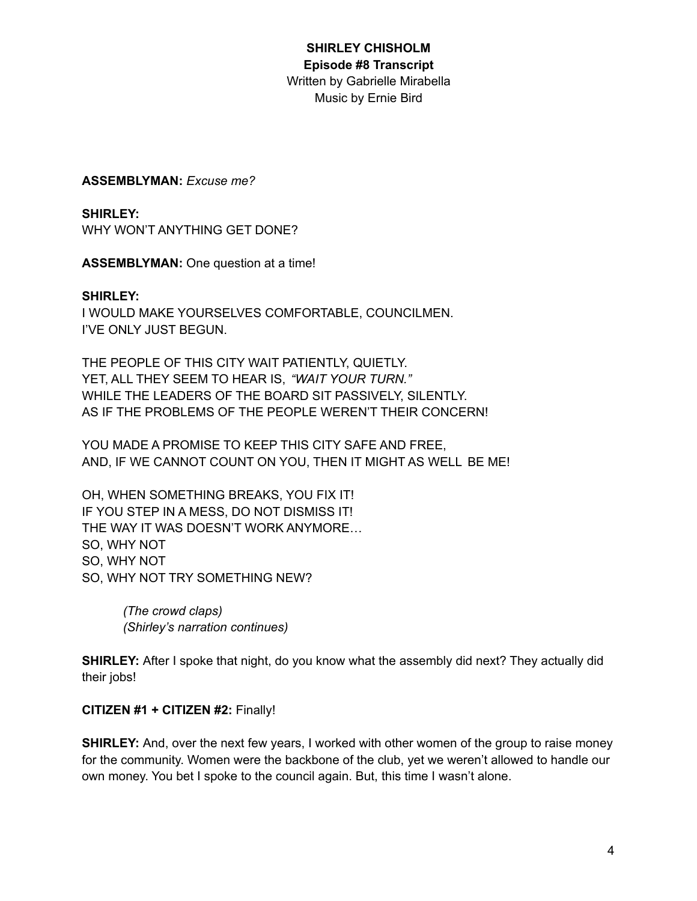**SHIRLEY CHISHOLM**
**Episode #8 Transcript**
Written by Gabrielle Mirabella
Music by Ernie Bird

**ASSEMBLYMAN:** *Excuse me?*

**SHIRLEY:**
WHY WON'T ANYTHING GET DONE?

**ASSEMBLYMAN:** One question at a time!

**SHIRLEY:**
I WOULD MAKE YOURSELVES COMFORTABLE, COUNCILMEN.
I'VE ONLY JUST BEGUN.

THE PEOPLE OF THIS CITY WAIT PATIENTLY, QUIETLY.
YET, ALL THEY SEEM TO HEAR IS, *"WAIT YOUR TURN."*
WHILE THE LEADERS OF THE BOARD SIT PASSIVELY, SILENTLY.
AS IF THE PROBLEMS OF THE PEOPLE WEREN'T THEIR CONCERN!

YOU MADE A PROMISE TO KEEP THIS CITY SAFE AND FREE,
AND, IF WE CANNOT COUNT ON YOU, THEN IT MIGHT AS WELL BE ME!

OH, WHEN SOMETHING BREAKS, YOU FIX IT!
IF YOU STEP IN A MESS, DO NOT DISMISS IT!
THE WAY IT WAS DOESN'T WORK ANYMORE…
SO, WHY NOT
SO, WHY NOT
SO, WHY NOT TRY SOMETHING NEW?

*(The crowd claps)*
*(Shirley's narration continues)*

**SHIRLEY:** After I spoke that night, do you know what the assembly did next? They actually did their jobs!

**CITIZEN #1 + CITIZEN #2:** Finally!

**SHIRLEY:** And, over the next few years, I worked with other women of the group to raise money for the community. Women were the backbone of the club, yet we weren't allowed to handle our own money. You bet I spoke to the council again. But, this time I wasn't alone.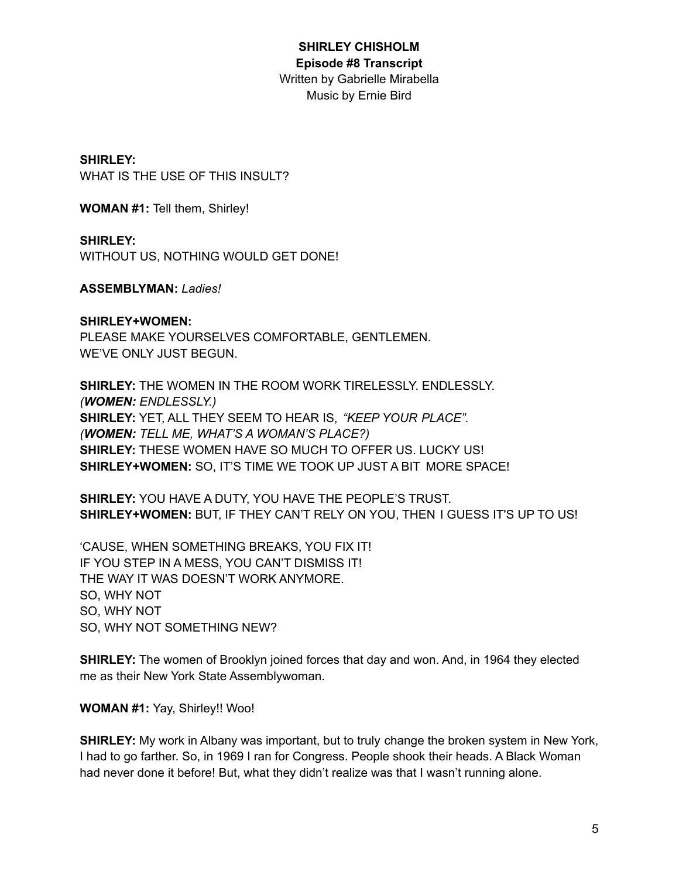**SHIRLEY CHISHOLM**
**Episode #8 Transcript**
Written by Gabrielle Mirabella
Music by Ernie Bird

**SHIRLEY:**
WHAT IS THE USE OF THIS INSULT?

**WOMAN #1:** Tell them, Shirley!

**SHIRLEY:**
WITHOUT US, NOTHING WOULD GET DONE!

**ASSEMBLYMAN:** *Ladies!*

**SHIRLEY+WOMEN:**
PLEASE MAKE YOURSELVES COMFORTABLE, GENTLEMEN.
WE'VE ONLY JUST BEGUN.

**SHIRLEY:** THE WOMEN IN THE ROOM WORK TIRELESSLY. ENDLESSLY.
*(**WOMEN:** ENDLESSLY.)*
**SHIRLEY:** YET, ALL THEY SEEM TO HEAR IS, *"KEEP YOUR PLACE".*
*(**WOMEN:** TELL ME, WHAT'S A WOMAN'S PLACE?)*
**SHIRLEY:** THESE WOMEN HAVE SO MUCH TO OFFER US. LUCKY US!
**SHIRLEY+WOMEN:** SO, IT'S TIME WE TOOK UP JUST A BIT MORE SPACE!

**SHIRLEY:** YOU HAVE A DUTY, YOU HAVE THE PEOPLE'S TRUST.
**SHIRLEY+WOMEN:** BUT, IF THEY CAN'T RELY ON YOU, THEN I GUESS IT'S UP TO US!

'CAUSE, WHEN SOMETHING BREAKS, YOU FIX IT!
IF YOU STEP IN A MESS, YOU CAN'T DISMISS IT!
THE WAY IT WAS DOESN'T WORK ANYMORE.
SO, WHY NOT
SO, WHY NOT
SO, WHY NOT SOMETHING NEW?

**SHIRLEY:** The women of Brooklyn joined forces that day and won. And, in 1964 they elected me as their New York State Assemblywoman.

**WOMAN #1:** Yay, Shirley!! Woo!

**SHIRLEY:** My work in Albany was important, but to truly change the broken system in New York, I had to go farther. So, in 1969 I ran for Congress. People shook their heads. A Black Woman had never done it before! But, what they didn't realize was that I wasn't running alone.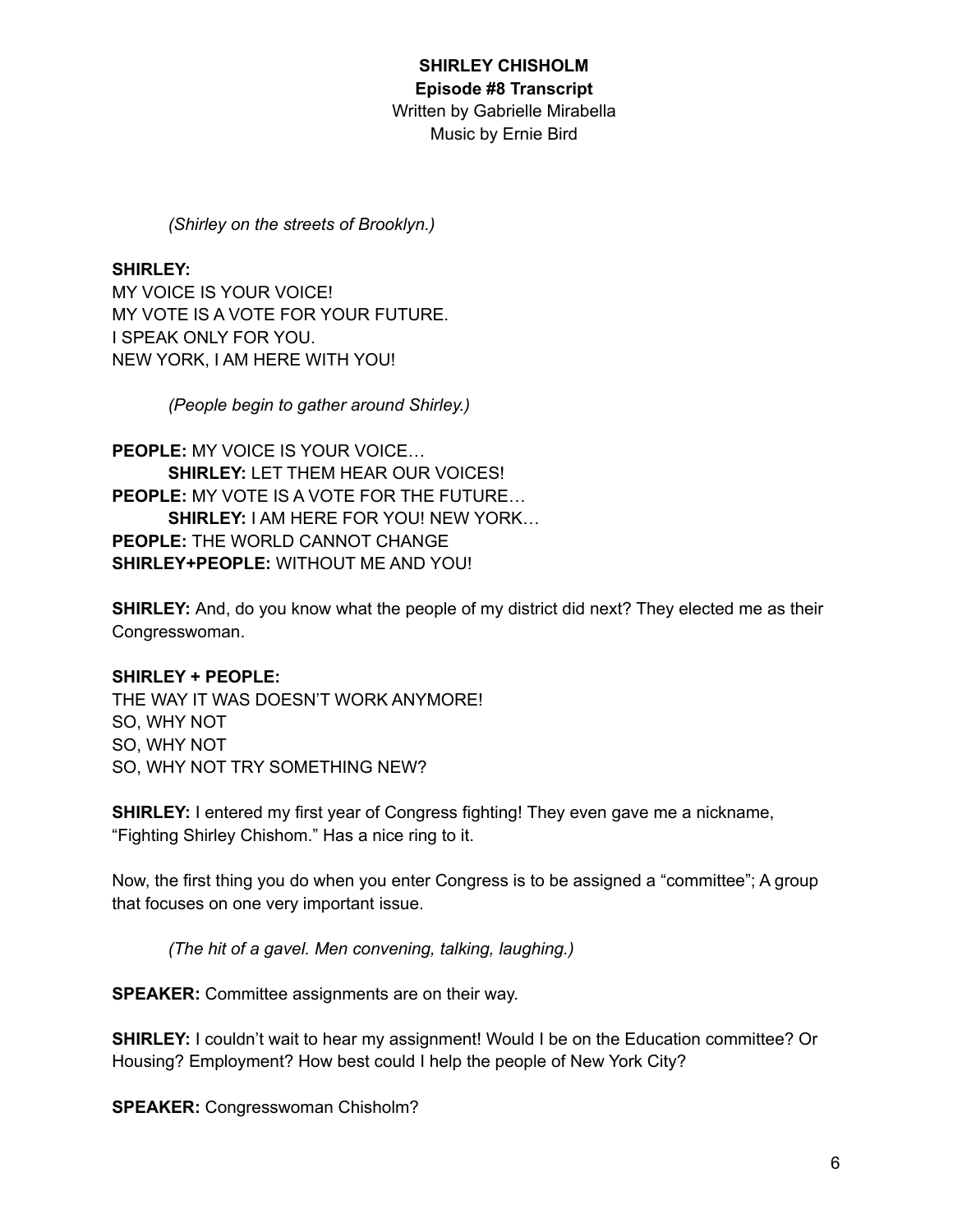**SHIRLEY CHISHOLM**
**Episode #8 Transcript**
Written by Gabrielle Mirabella
Music by Ernie Bird

*(Shirley on the streets of Brooklyn.)*

**SHIRLEY:**
MY VOICE IS YOUR VOICE!
MY VOTE IS A VOTE FOR YOUR FUTURE.
I SPEAK ONLY FOR YOU.
NEW YORK, I AM HERE WITH YOU!

*(People begin to gather around Shirley.)*

**PEOPLE:** MY VOICE IS YOUR VOICE…
**SHIRLEY:** LET THEM HEAR OUR VOICES!
**PEOPLE:** MY VOTE IS A VOTE FOR THE FUTURE…
**SHIRLEY:** I AM HERE FOR YOU! NEW YORK…
**PEOPLE:** THE WORLD CANNOT CHANGE
**SHIRLEY+PEOPLE:** WITHOUT ME AND YOU!

**SHIRLEY:** And, do you know what the people of my district did next? They elected me as their Congresswoman.

**SHIRLEY + PEOPLE:**
THE WAY IT WAS DOESN'T WORK ANYMORE!
SO, WHY NOT
SO, WHY NOT
SO, WHY NOT TRY SOMETHING NEW?

**SHIRLEY:** I entered my first year of Congress fighting! They even gave me a nickname, "Fighting Shirley Chishom." Has a nice ring to it.

Now, the first thing you do when you enter Congress is to be assigned a "committee"; A group that focuses on one very important issue.

*(The hit of a gavel. Men convening, talking, laughing.)*

**SPEAKER:** Committee assignments are on their way.

**SHIRLEY:** I couldn't wait to hear my assignment! Would I be on the Education committee? Or Housing? Employment? How best could I help the people of New York City?

**SPEAKER:** Congresswoman Chisholm?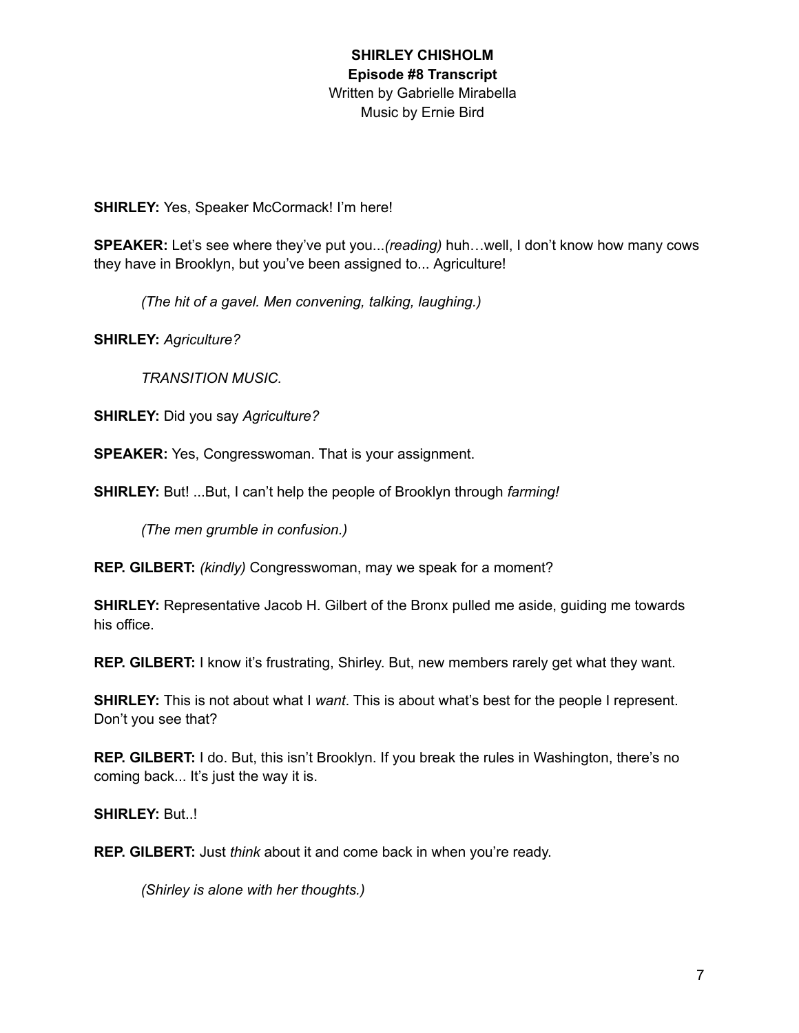**SHIRLEY CHISHOLM**
**Episode #8 Transcript**
Written by Gabrielle Mirabella
Music by Ernie Bird

**SHIRLEY:** Yes, Speaker McCormack! I'm here!

**SPEAKER:** Let's see where they've put you...*(reading)* huh…well, I don't know how many cows they have in Brooklyn, but you've been assigned to... Agriculture!

*(The hit of a gavel. Men convening, talking, laughing.)*

**SHIRLEY:** *Agriculture?*

*TRANSITION MUSIC.*

**SHIRLEY:** Did you say *Agriculture?*

**SPEAKER:** Yes, Congresswoman. That is your assignment.

**SHIRLEY:** But! ...But, I can't help the people of Brooklyn through *farming!*

*(The men grumble in confusion.)*

**REP. GILBERT:** *(kindly)* Congresswoman, may we speak for a moment?

**SHIRLEY:** Representative Jacob H. Gilbert of the Bronx pulled me aside, guiding me towards his office.

**REP. GILBERT:** I know it's frustrating, Shirley. But, new members rarely get what they want.

**SHIRLEY:** This is not about what I *want*. This is about what's best for the people I represent. Don't you see that?

**REP. GILBERT:** I do. But, this isn't Brooklyn. If you break the rules in Washington, there's no coming back... It's just the way it is.

**SHIRLEY:** But..!

**REP. GILBERT:** Just *think* about it and come back in when you're ready.

*(Shirley is alone with her thoughts.)*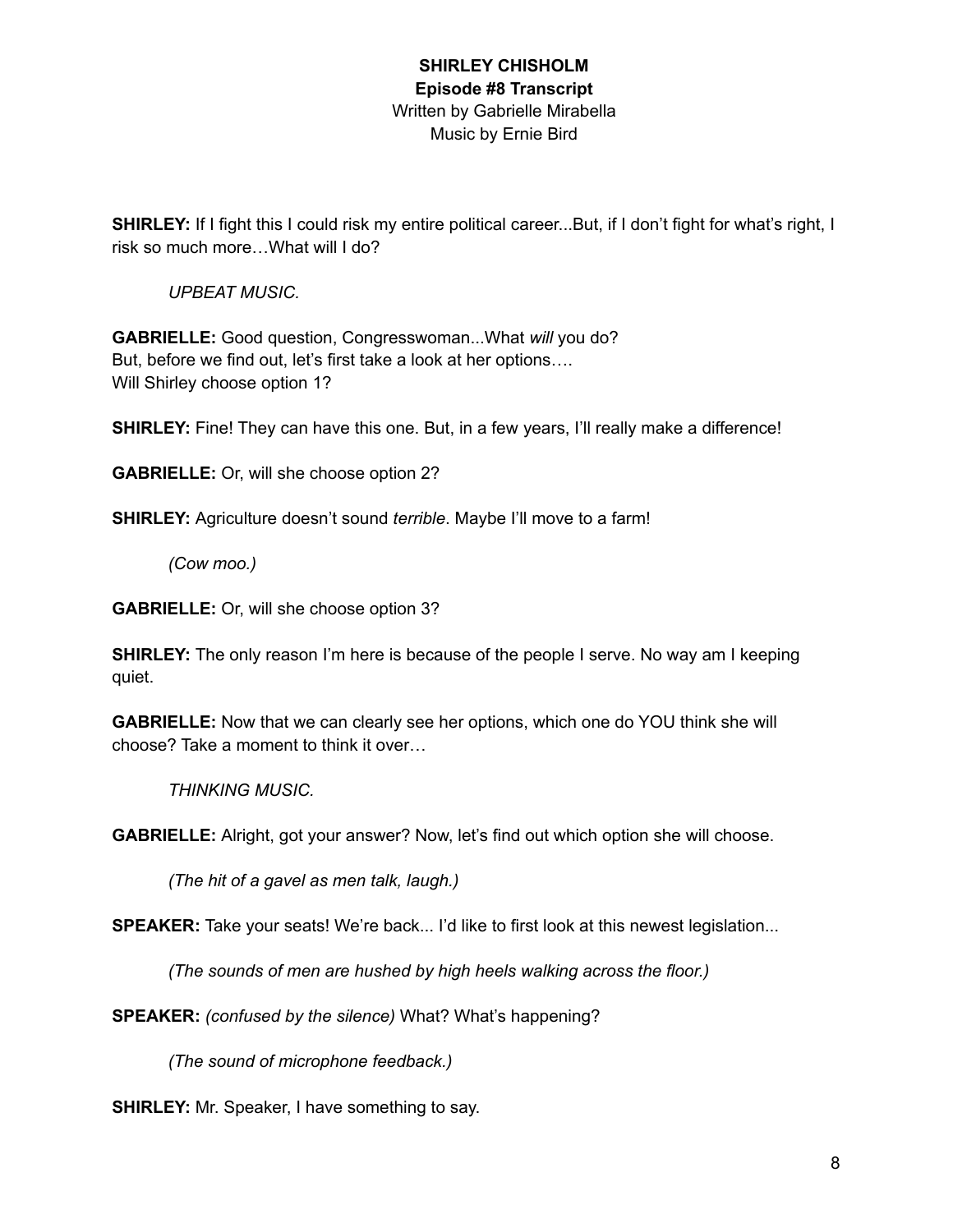**SHIRLEY CHISHOLM**
**Episode #8 Transcript**
Written by Gabrielle Mirabella
Music by Ernie Bird

**SHIRLEY:** If I fight this I could risk my entire political career...But, if I don't fight for what's right, I risk so much more…What will I do?

*UPBEAT MUSIC.*

**GABRIELLE:** Good question, Congresswoman...What *will* you do?
But, before we find out, let's first take a look at her options….
Will Shirley choose option 1?

**SHIRLEY:** Fine! They can have this one. But, in a few years, I'll really make a difference!

**GABRIELLE:** Or, will she choose option 2?

**SHIRLEY:** Agriculture doesn't sound *terrible*. Maybe I'll move to a farm!

*(Cow moo.)*

**GABRIELLE:** Or, will she choose option 3?

**SHIRLEY:** The only reason I'm here is because of the people I serve. No way am I keeping quiet.

**GABRIELLE:** Now that we can clearly see her options, which one do YOU think she will choose? Take a moment to think it over…

*THINKING MUSIC.*

**GABRIELLE:** Alright, got your answer? Now, let's find out which option she will choose.

*(The hit of a gavel as men talk, laugh.)*

**SPEAKER:** Take your seats! We're back... I'd like to first look at this newest legislation...

*(The sounds of men are hushed by high heels walking across the floor.)*

**SPEAKER:** *(confused by the silence)* What? What's happening?

*(The sound of microphone feedback.)*

**SHIRLEY:** Mr. Speaker, I have something to say.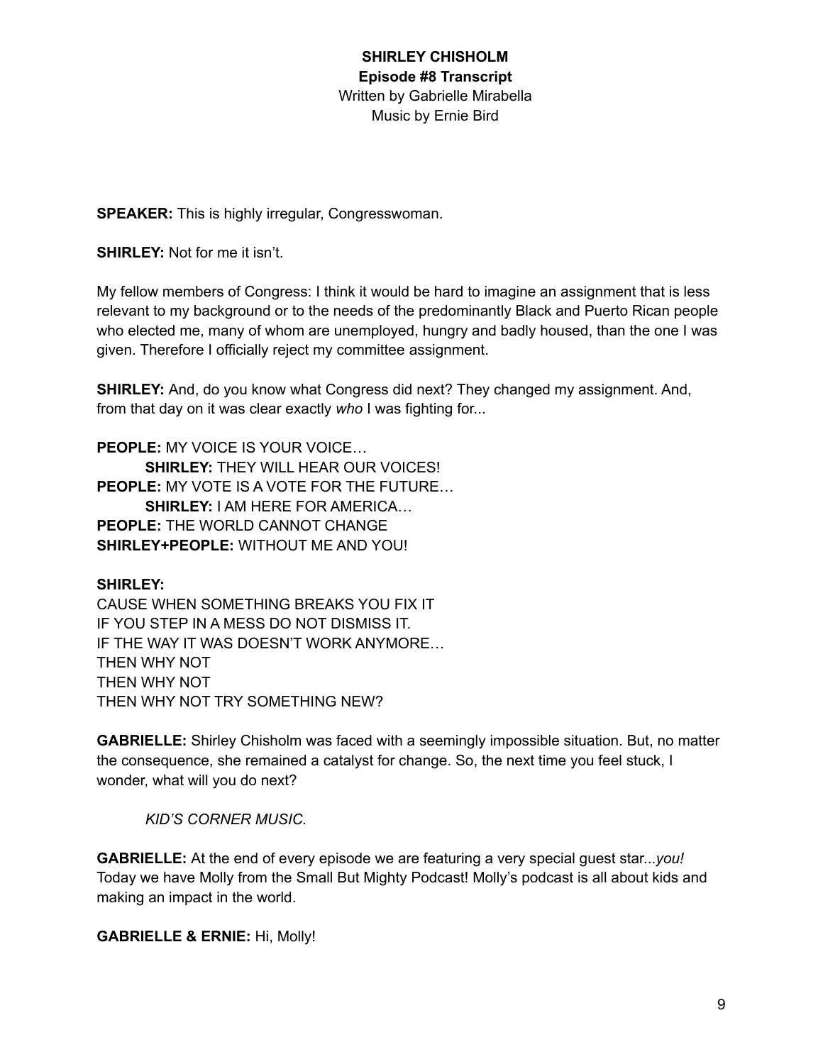**SHIRLEY CHISHOLM**
**Episode #8 Transcript**
Written by Gabrielle Mirabella
Music by Ernie Bird

**SPEAKER:** This is highly irregular, Congresswoman.

**SHIRLEY:** Not for me it isn't.

My fellow members of Congress: I think it would be hard to imagine an assignment that is less relevant to my background or to the needs of the predominantly Black and Puerto Rican people who elected me, many of whom are unemployed, hungry and badly housed, than the one I was given. Therefore I officially reject my committee assignment.

**SHIRLEY:** And, do you know what Congress did next? They changed my assignment. And, from that day on it was clear exactly *who* I was fighting for...

**PEOPLE:** MY VOICE IS YOUR VOICE…
**SHIRLEY:** THEY WILL HEAR OUR VOICES!
**PEOPLE:** MY VOTE IS A VOTE FOR THE FUTURE…
**SHIRLEY:** I AM HERE FOR AMERICA…
**PEOPLE:** THE WORLD CANNOT CHANGE
**SHIRLEY+PEOPLE:** WITHOUT ME AND YOU!

**SHIRLEY:**
CAUSE WHEN SOMETHING BREAKS YOU FIX IT
IF YOU STEP IN A MESS DO NOT DISMISS IT.
IF THE WAY IT WAS DOESN'T WORK ANYMORE…
THEN WHY NOT
THEN WHY NOT
THEN WHY NOT TRY SOMETHING NEW?

**GABRIELLE:** Shirley Chisholm was faced with a seemingly impossible situation. But, no matter the consequence, she remained a catalyst for change. So, the next time you feel stuck, I wonder, what will you do next?

*KID'S CORNER MUSIC.*

**GABRIELLE:** At the end of every episode we are featuring a very special guest star...*you!* Today we have Molly from the Small But Mighty Podcast! Molly's podcast is all about kids and making an impact in the world.

**GABRIELLE & ERNIE:** Hi, Molly!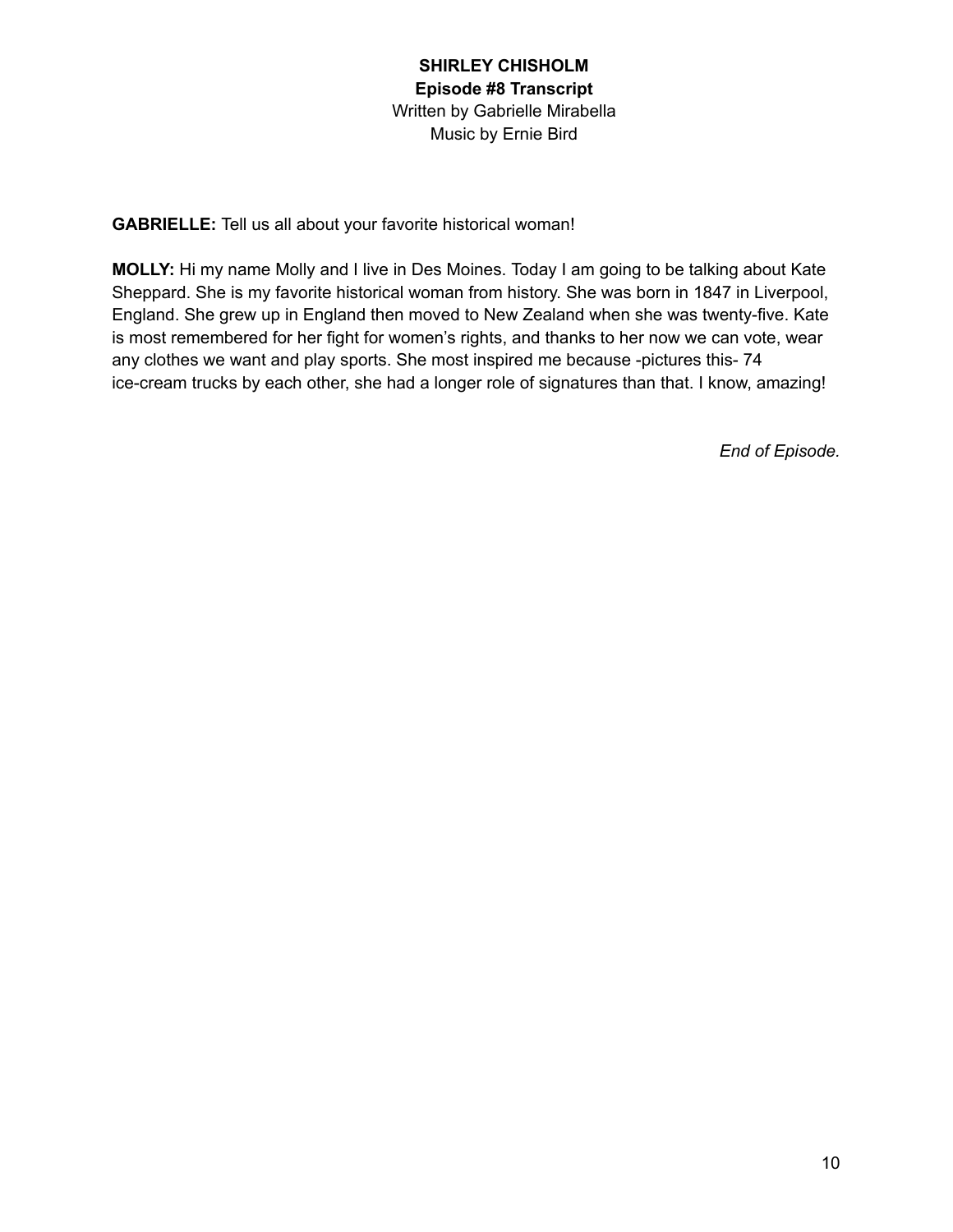**SHIRLEY CHISHOLM**
**Episode #8 Transcript**
Written by Gabrielle Mirabella
Music by Ernie Bird

**GABRIELLE:** Tell us all about your favorite historical woman!

**MOLLY:** Hi my name Molly and I live in Des Moines. Today I am going to be talking about Kate Sheppard. She is my favorite historical woman from history. She was born in 1847 in Liverpool, England. She grew up in England then moved to New Zealand when she was twenty-five. Kate is most remembered for her fight for women's rights, and thanks to her now we can vote, wear any clothes we want and play sports. She most inspired me because -pictures this- 74 ice-cream trucks by each other, she had a longer role of signatures than that. I know, amazing!

*End of Episode.*